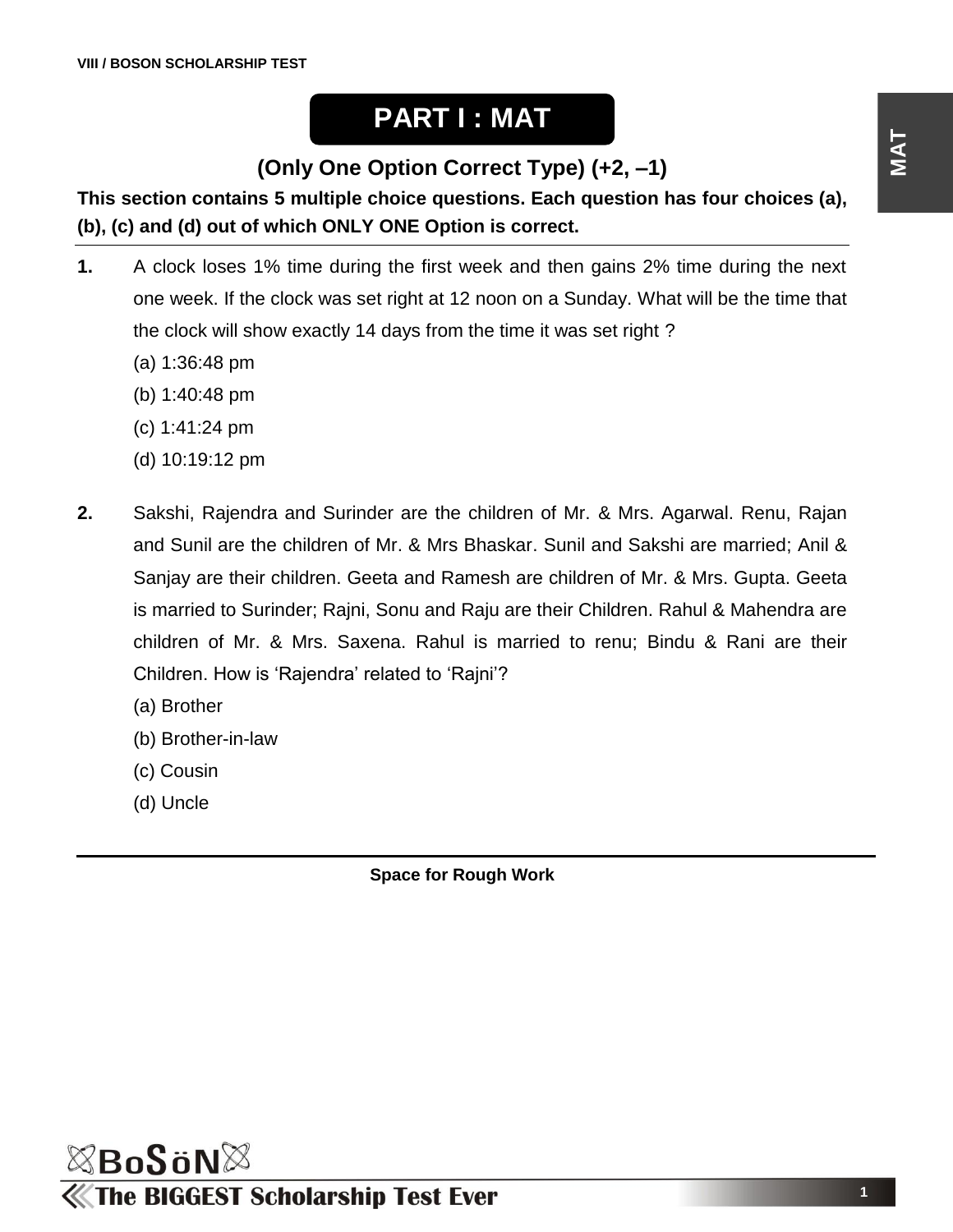# PART I : MAT

## (Only One Option Correct Type) (+2, –1)

**This section contains 5 multiple choice questions. Each question has four choices (a), (b), (c) and (d) out of which ONLY ONE Option is correct.**

**1.** A clock loses 1% time during the first week and then gains 2% time during the next one week. If the clock was set right at 12 noon on a Sunday. What will be the time that the clock will show exactly 14 days from the time it was set right ?

(a) 1:36:48 pm

(b) 1:40:48 pm

(c) 1:41:24 pm

(d) 10:19:12 pm

**2.** Sakshi, Rajendra and Surinder are the children of Mr. & Mrs. Agarwal. Renu, Rajan and Sunil are the children of Mr. & Mrs Bhaskar. Sunil and Sakshi are married; Anil & Sanjay are their children. Geeta and Ramesh are children of Mr. & Mrs. Gupta. Geeta is married to Surinder; Rajni, Sonu and Raju are their Children. Rahul & Mahendra are children of Mr. & Mrs. Saxena. Rahul is married to renu; Bindu & Rani are their Children. How is 'Rajendra' related to 'Rajni'?

(a) Brother

(b) Brother-in-law

(c) Cousin

(d) Uncle

**Space for Rough Work**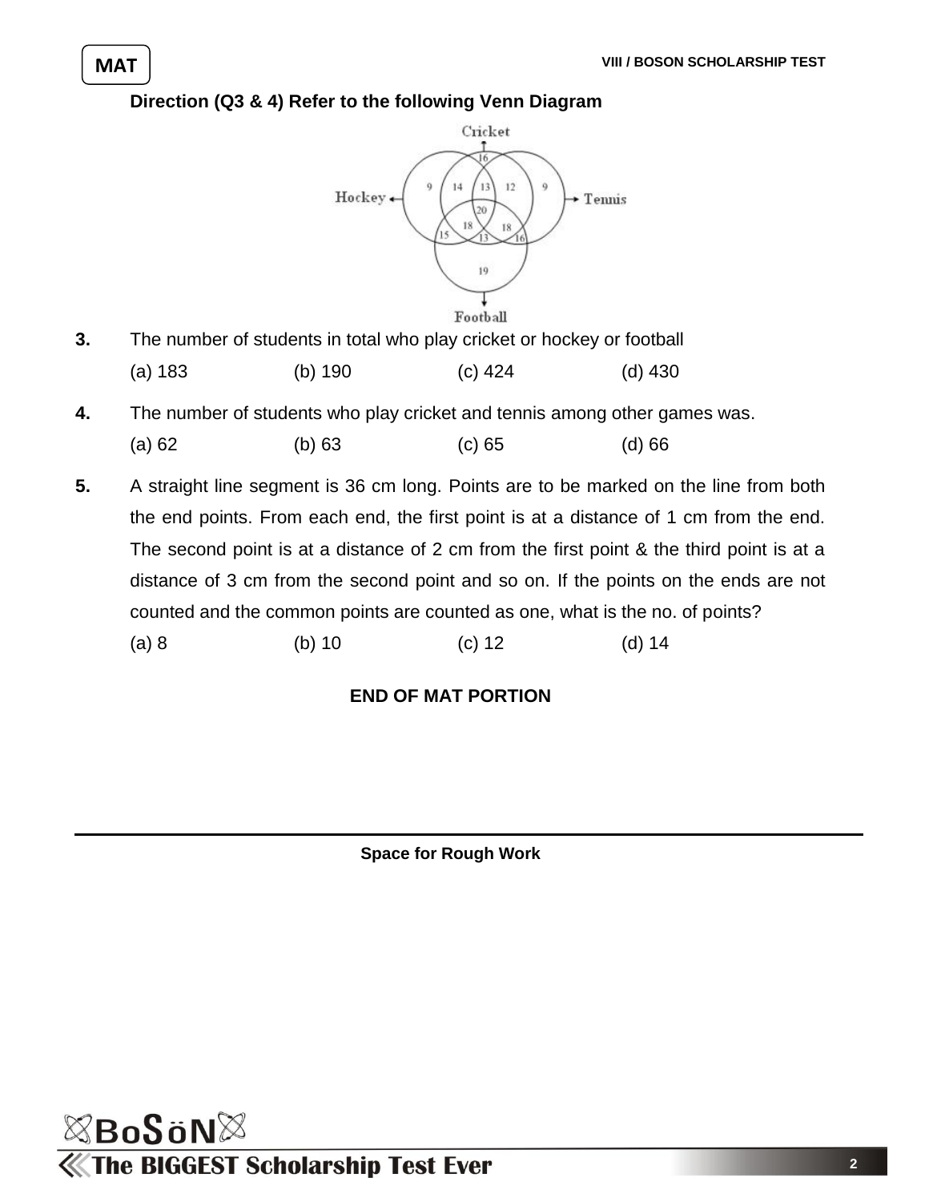**Direction (Q3 & 4) Refer to the following Venn Diagram**

**3.** The number of students in total who play cricket or hockey or football

(a) 183 (b) 190 (c) 424 (d) 430

**4.** The number of students who play cricket and tennis among other games was.

(a) 62 (b) 63 (c) 65 (d) 66

**5.** A straight line segment is 36 cm long. Points are to be marked on the line from both the end points. From each end, the first point is at a distance of 1 cm from the end. The second point is at a distance of 2 cm from the first point & the third point is at a distance of 3 cm from the second point and so on. If the points on the ends are not counted and the common points are counted as one, what is the no. of points?

(a) 8 (b) 10 (c) 12 (d) 14

**END OF MAT PORTION**

**Space for Rough Work**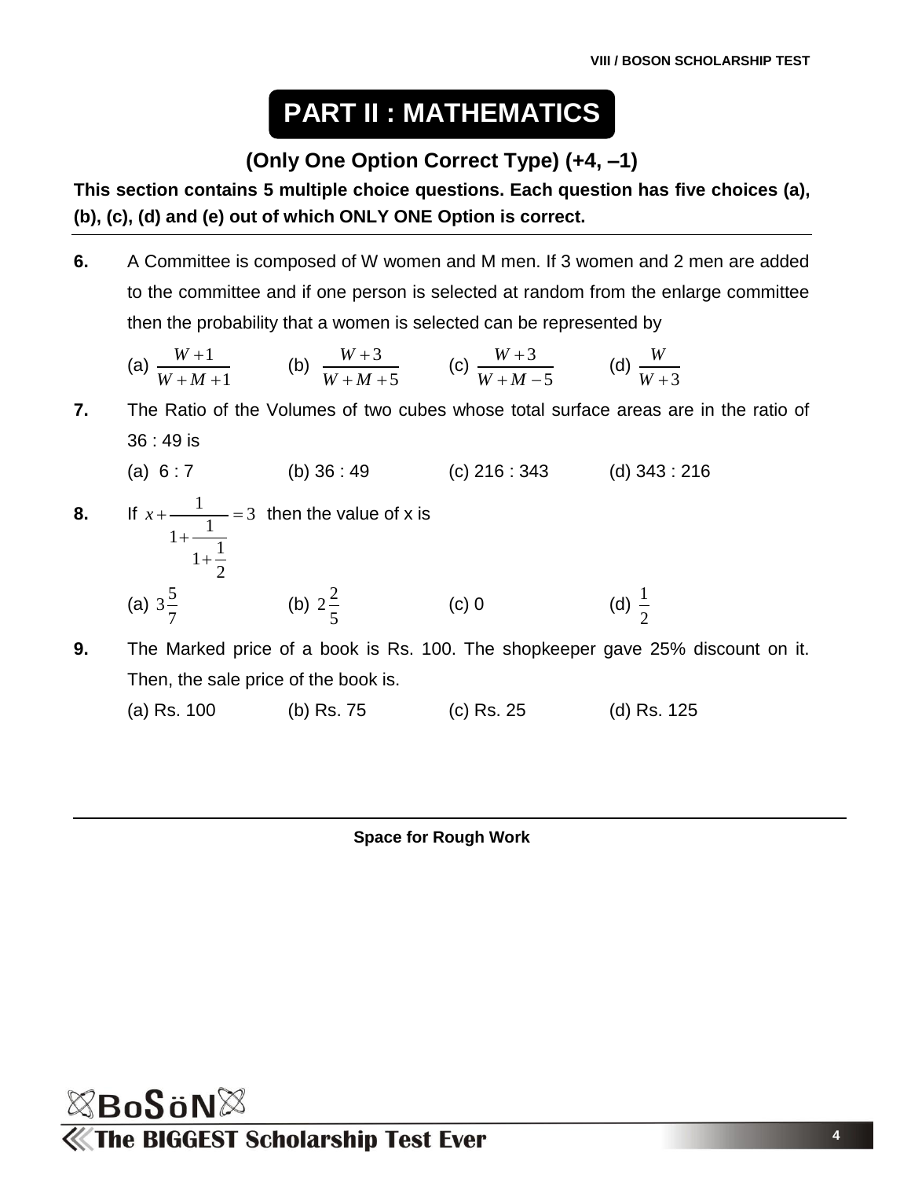# PART II : MATHEMATICS

### (Only One Option Correct Type) (+4, –1)

**This section contains 5 multiple choice questions. Each question has five choices (a), (b), (c), (d) and (e) out of which ONLY ONE Option is correct.**

---

**6.** A Committee is composed of W women and M men. If 3 women and 2 men are added to the committee and if one person is selected at random from the enlarge committee then the probability that a women is selected can be represented by

(a) $\frac{W+1}{W+M+1}$ (b) $\frac{W+3}{W+M+5}$ (c) $\frac{W+3}{W+M-5}$ (d) $\frac{W}{W+3}$

**7.** The Ratio of the Volumes of two cubes whose total surface areas are in the ratio of 36 : 49 is

(a) 6 : 7 (b) 36 : 49 (c) 216 : 343 (d) 343 : 216

**8.** If $x+\cfrac{1}{1+\cfrac{1}{1+\cfrac{1}{2}}}=3$ then the value of x is

(a) $3\frac{5}{7}$ (b) $2\frac{2}{5}$ (c) 0 (d) $\frac{1}{2}$

**9.** The Marked price of a book is Rs. 100. The shopkeeper gave 25% discount on it. Then, the sale price of the book is.

(a) Rs. 100 (b) Rs. 75 (c) Rs. 25 (d) Rs. 125

---

**Space for Rough Work**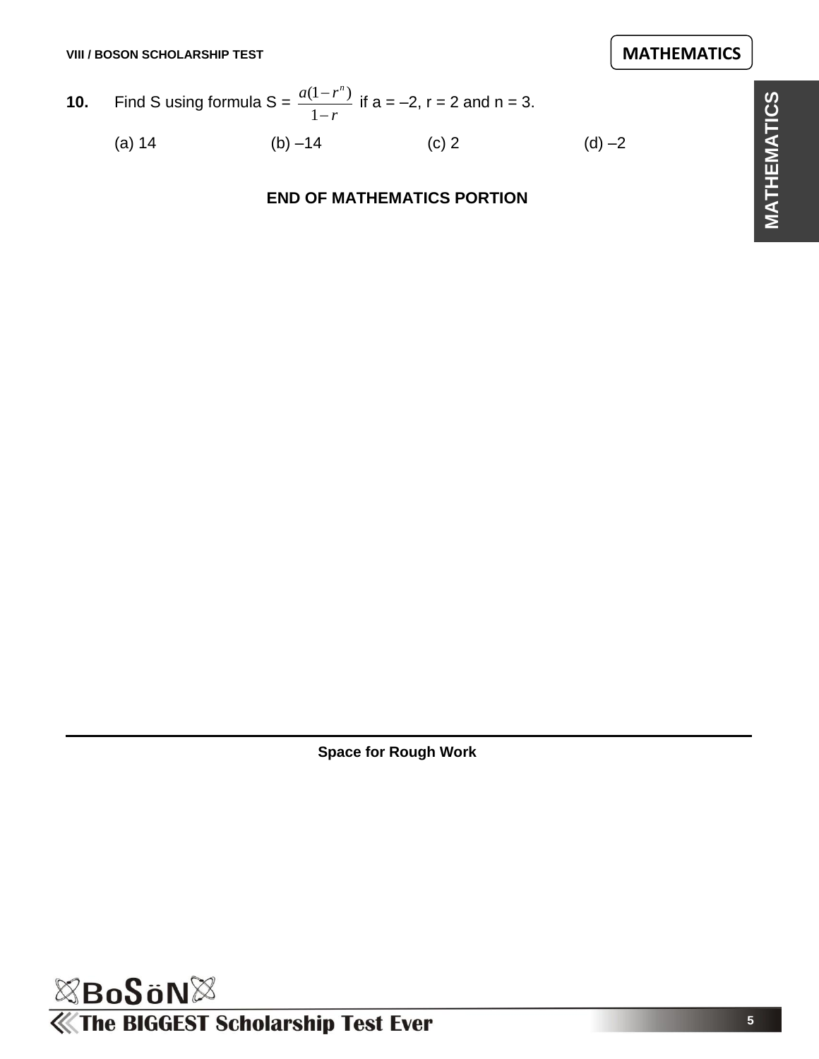**10.** Find S using formula S = $\frac{a(1-r^n)}{1-r}$ if a = –2, r = 2 and n = 3.

(a) 14 (b) –14 (c) 2 (d) –2

**END OF MATHEMATICS PORTION**

**Space for Rough Work**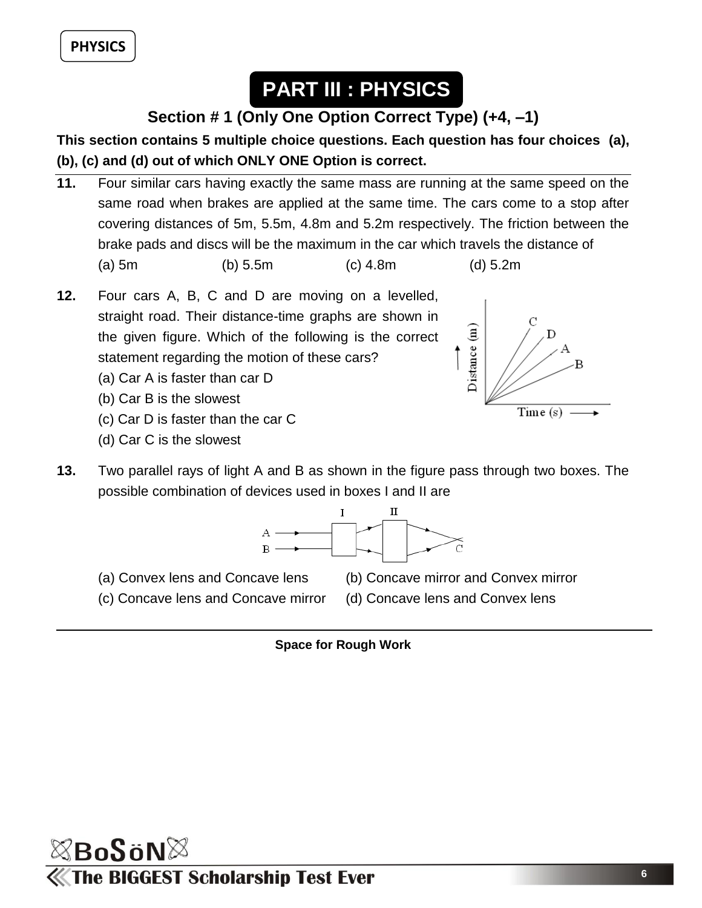# PART III : PHYSICS

## Section # 1 (Only One Option Correct Type) (+4, –1)

**This section contains 5 multiple choice questions. Each question has four choices (a), (b), (c) and (d) out of which ONLY ONE Option is correct.**

**11.** Four similar cars having exactly the same mass are running at the same speed on the same road when brakes are applied at the same time. The cars come to a stop after covering distances of 5m, 5.5m, 4.8m and 5.2m respectively. The friction between the brake pads and discs will be the maximum in the car which travels the distance of

(a) 5m (b) 5.5m (c) 4.8m (d) 5.2m

**12.** Four cars A, B, C and D are moving on a levelled, straight road. Their distance-time graphs are shown in the given figure. Which of the following is the correct statement regarding the motion of these cars?

(a) Car A is faster than car D

(b) Car B is the slowest

(c) Car D is faster than the car C

(d) Car C is the slowest

**13.** Two parallel rays of light A and B as shown in the figure pass through two boxes. The possible combination of devices used in boxes I and II are

(a) Convex lens and Concave lens

(b) Concave mirror and Convex mirror

(c) Concave lens and Concave mirror

(d) Concave lens and Convex lens

**Space for Rough Work**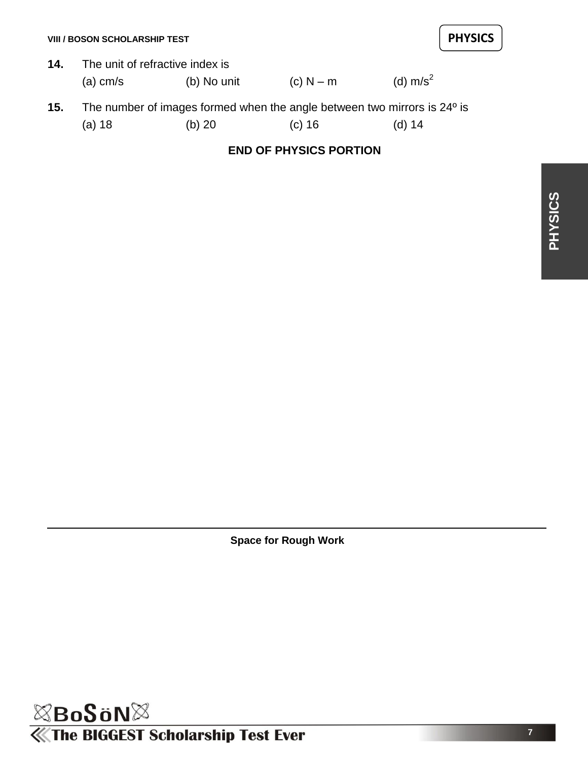**14.** The unit of refractive index is

(a) cm/s (b) No unit (c) N – m (d) $m/s^2$

**15.** The number of images formed when the angle between two mirrors is 24º is

(a) 18 (b) 20 (c) 16 (d) 14

**END OF PHYSICS PORTION**

**Space for Rough Work**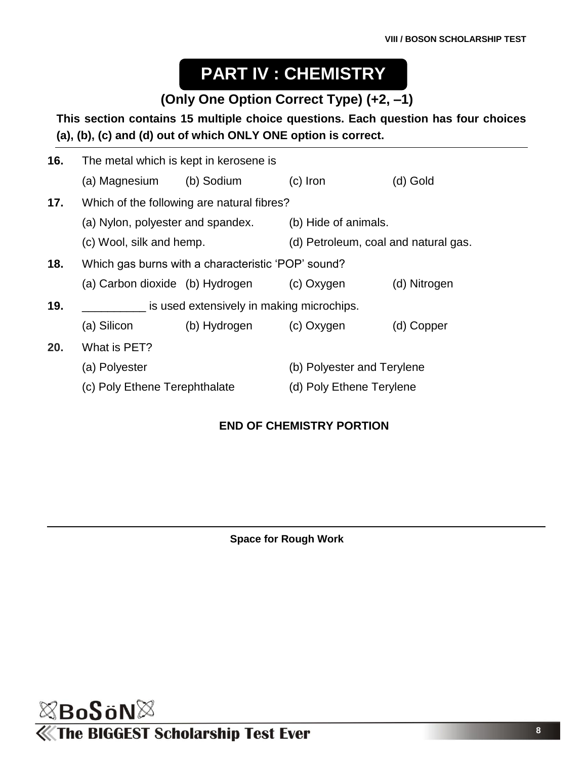# PART IV : CHEMISTRY

### (Only One Option Correct Type) (+2, –1)

**This section contains 15 multiple choice questions. Each question has four choices (a), (b), (c) and (d) out of which ONLY ONE option is correct.**

**16.** The metal which is kept in kerosene is

(a) Magnesium (b) Sodium (c) Iron (d) Gold

**17.** Which of the following are natural fibres?

(a) Nylon, polyester and spandex. (b) Hide of animals.

(c) Wool, silk and hemp. (d) Petroleum, coal and natural gas.

**18.** Which gas burns with a characteristic 'POP' sound?

(a) Carbon dioxide (b) Hydrogen (c) Oxygen (d) Nitrogen

**19.** __________ is used extensively in making microchips.

(a) Silicon (b) Hydrogen (c) Oxygen (d) Copper

**20.** What is PET?

(a) Polyester (b) Polyester and Terylene

(c) Poly Ethene Terephthalate (d) Poly Ethene Terylene

**END OF CHEMISTRY PORTION**

**Space for Rough Work**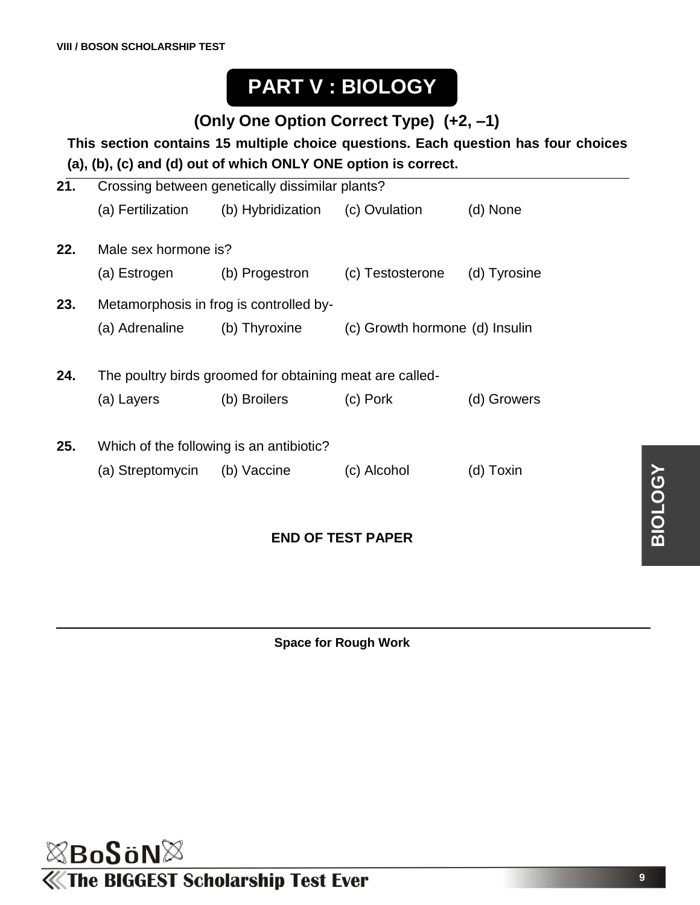# PART V : BIOLOGY

## (Only One Option Correct Type) (+2, –1)

**This section contains 15 multiple choice questions. Each question has four choices (a), (b), (c) and (d) out of which ONLY ONE option is correct.**

**21.** Crossing between genetically dissimilar plants?

(a) Fertilization (b) Hybridization (c) Ovulation (d) None

**22.** Male sex hormone is?

(a) Estrogen (b) Progestron (c) Testosterone (d) Tyrosine

**23.** Metamorphosis in frog is controlled by-

(a) Adrenaline (b) Thyroxine (c) Growth hormone (d) Insulin

**24.** The poultry birds groomed for obtaining meat are called-

(a) Layers (b) Broilers (c) Pork (d) Growers

**25.** Which of the following is an antibiotic?

(a) Streptomycin (b) Vaccine (c) Alcohol (d) Toxin

**END OF TEST PAPER**

**Space for Rough Work**